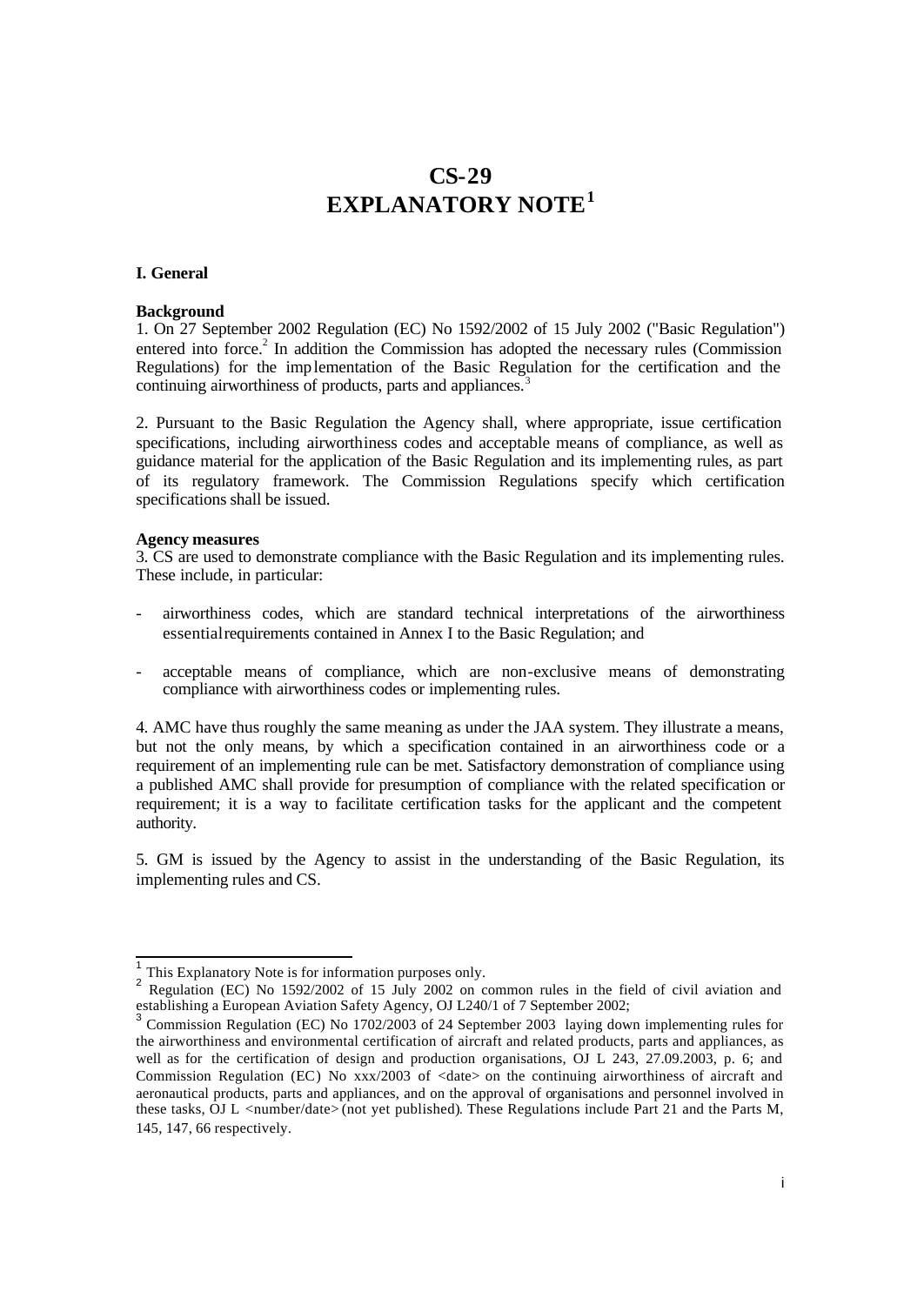# CS-29
# EXPLANATORY NOTE[1]

## I. General

### Background

1. On 27 September 2002 Regulation (EC) No 1592/2002 of 15 July 2002 ("Basic Regulation") entered into force.[2] In addition the Commission has adopted the necessary rules (Commission Regulations) for the implementation of the Basic Regulation for the certification and the continuing airworthiness of products, parts and appliances.[3]

2. Pursuant to the Basic Regulation the Agency shall, where appropriate, issue certification specifications, including airworthiness codes and acceptable means of compliance, as well as guidance material for the application of the Basic Regulation and its implementing rules, as part of its regulatory framework. The Commission Regulations specify which certification specifications shall be issued.

### Agency measures

3. CS are used to demonstrate compliance with the Basic Regulation and its implementing rules. These include, in particular:

- airworthiness codes, which are standard technical interpretations of the airworthiness essential requirements contained in Annex I to the Basic Regulation; and
- acceptable means of compliance, which are non-exclusive means of demonstrating compliance with airworthiness codes or implementing rules.

4. AMC have thus roughly the same meaning as under the JAA system. They illustrate a means, but not the only means, by which a specification contained in an airworthiness code or a requirement of an implementing rule can be met. Satisfactory demonstration of compliance using a published AMC shall provide for presumption of compliance with the related specification or requirement; it is a way to facilitate certification tasks for the applicant and the competent authority.

5. GM is issued by the Agency to assist in the understanding of the Basic Regulation, its implementing rules and CS.

---

[1] This Explanatory Note is for information purposes only.

[2] Regulation (EC) No 1592/2002 of 15 July 2002 on common rules in the field of civil aviation and establishing a European Aviation Safety Agency, OJ L240/1 of 7 September 2002;

[3] Commission Regulation (EC) No 1702/2003 of 24 September 2003 laying down implementing rules for the airworthiness and environmental certification of aircraft and related products, parts and appliances, as well as for the certification of design and production organisations, OJ L 243, 27.09.2003, p. 6; and Commission Regulation (EC) No xxx/2003 of <date> on the continuing airworthiness of aircraft and aeronautical products, parts and appliances, and on the approval of organisations and personnel involved in these tasks, OJ L <number/date> (not yet published). These Regulations include Part 21 and the Parts M, 145, 147, 66 respectively.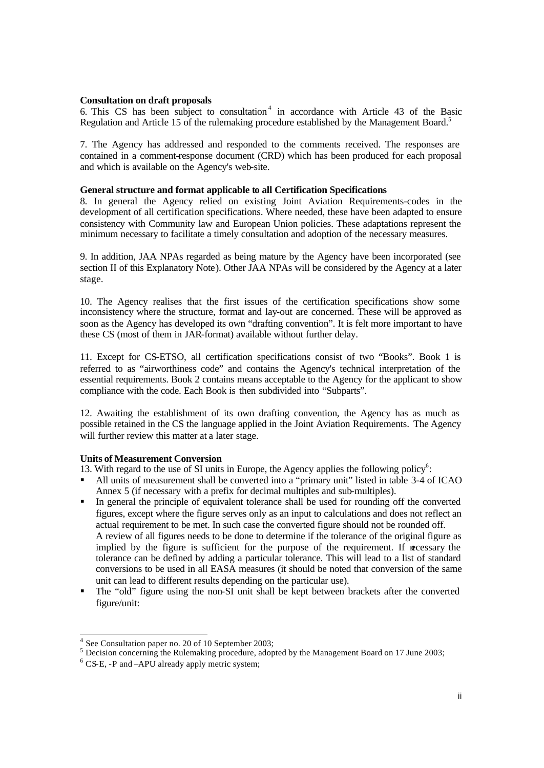**Consultation on draft proposals**

6. This CS has been subject to consultation[4] in accordance with Article 43 of the Basic Regulation and Article 15 of the rulemaking procedure established by the Management Board.[5]

7. The Agency has addressed and responded to the comments received. The responses are contained in a comment-response document (CRD) which has been produced for each proposal and which is available on the Agency's web-site.

**General structure and format applicable to all Certification Specifications**

8. In general the Agency relied on existing Joint Aviation Requirements-codes in the development of all certification specifications. Where needed, these have been adapted to ensure consistency with Community law and European Union policies. These adaptations represent the minimum necessary to facilitate a timely consultation and adoption of the necessary measures.

9. In addition, JAA NPAs regarded as being mature by the Agency have been incorporated (see section II of this Explanatory Note). Other JAA NPAs will be considered by the Agency at a later stage.

10. The Agency realises that the first issues of the certification specifications show some inconsistency where the structure, format and lay-out are concerned. These will be approved as soon as the Agency has developed its own "drafting convention". It is felt more important to have these CS (most of them in JAR-format) available without further delay.

11. Except for CS-ETSO, all certification specifications consist of two "Books". Book 1 is referred to as "airworthiness code" and contains the Agency's technical interpretation of the essential requirements. Book 2 contains means acceptable to the Agency for the applicant to show compliance with the code. Each Book is then subdivided into "Subparts".

12. Awaiting the establishment of its own drafting convention, the Agency has as much as possible retained in the CS the language applied in the Joint Aviation Requirements. The Agency will further review this matter at a later stage.

**Units of Measurement Conversion**

13. With regard to the use of SI units in Europe, the Agency applies the following policy[6]:

- All units of measurement shall be converted into a "primary unit" listed in table 3-4 of ICAO Annex 5 (if necessary with a prefix for decimal multiples and sub-multiples).
- In general the principle of equivalent tolerance shall be used for rounding off the converted figures, except where the figure serves only as an input to calculations and does not reflect an actual requirement to be met. In such case the converted figure should not be rounded off.
  A review of all figures needs to be done to determine if the tolerance of the original figure as implied by the figure is sufficient for the purpose of the requirement. If necessary the tolerance can be defined by adding a particular tolerance. This will lead to a list of standard conversions to be used in all EASA measures (it should be noted that conversion of the same unit can lead to different results depending on the particular use).
- The "old" figure using the non-SI unit shall be kept between brackets after the converted figure/unit:

---

[4] See Consultation paper no. 20 of 10 September 2003;

[5] Decision concerning the Rulemaking procedure, adopted by the Management Board on 17 June 2003;

[6] CS-E, -P and –APU already apply metric system;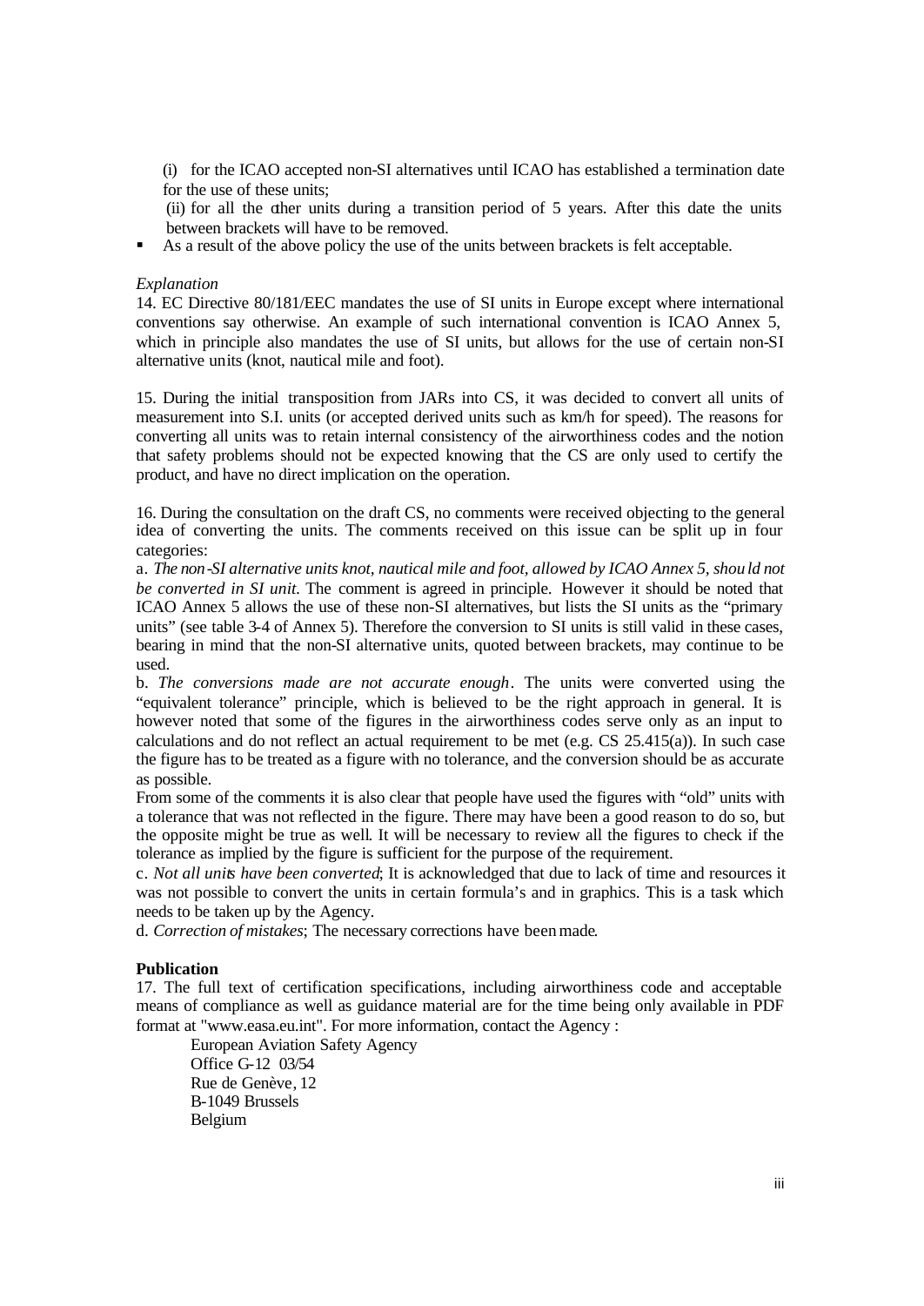(i) for the ICAO accepted non-SI alternatives until ICAO has established a termination date for the use of these units;

(ii) for all the other units during a transition period of 5 years. After this date the units between brackets will have to be removed.

- As a result of the above policy the use of the units between brackets is felt acceptable.

*Explanation*

14. EC Directive 80/181/EEC mandates the use of SI units in Europe except where international conventions say otherwise. An example of such international convention is ICAO Annex 5, which in principle also mandates the use of SI units, but allows for the use of certain non-SI alternative units (knot, nautical mile and foot).

15. During the initial transposition from JARs into CS, it was decided to convert all units of measurement into S.I. units (or accepted derived units such as km/h for speed). The reasons for converting all units was to retain internal consistency of the airworthiness codes and the notion that safety problems should not be expected knowing that the CS are only used to certify the product, and have no direct implication on the operation.

16. During the consultation on the draft CS, no comments were received objecting to the general idea of converting the units. The comments received on this issue can be split up in four categories:

a. *The non-SI alternative units knot, nautical mile and foot, allowed by ICAO Annex 5, should not be converted in SI unit.* The comment is agreed in principle. However it should be noted that ICAO Annex 5 allows the use of these non-SI alternatives, but lists the SI units as the "primary units" (see table 3-4 of Annex 5). Therefore the conversion to SI units is still valid in these cases, bearing in mind that the non-SI alternative units, quoted between brackets, may continue to be used.

b. *The conversions made are not accurate enough*. The units were converted using the "equivalent tolerance" principle, which is believed to be the right approach in general. It is however noted that some of the figures in the airworthiness codes serve only as an input to calculations and do not reflect an actual requirement to be met (e.g. CS 25.415(a)). In such case the figure has to be treated as a figure with no tolerance, and the conversion should be as accurate as possible.

From some of the comments it is also clear that people have used the figures with "old" units with a tolerance that was not reflected in the figure. There may have been a good reason to do so, but the opposite might be true as well. It will be necessary to review all the figures to check if the tolerance as implied by the figure is sufficient for the purpose of the requirement.

c. *Not all units have been converted*; It is acknowledged that due to lack of time and resources it was not possible to convert the units in certain formula's and in graphics. This is a task which needs to be taken up by the Agency.

d. *Correction of mistakes*; The necessary corrections have been made.

**Publication**

17. The full text of certification specifications, including airworthiness code and acceptable means of compliance as well as guidance material are for the time being only available in PDF format at "www.easa.eu.int". For more information, contact the Agency :

European Aviation Safety Agency
Office G-12 03/54
Rue de Genève, 12
B-1049 Brussels
Belgium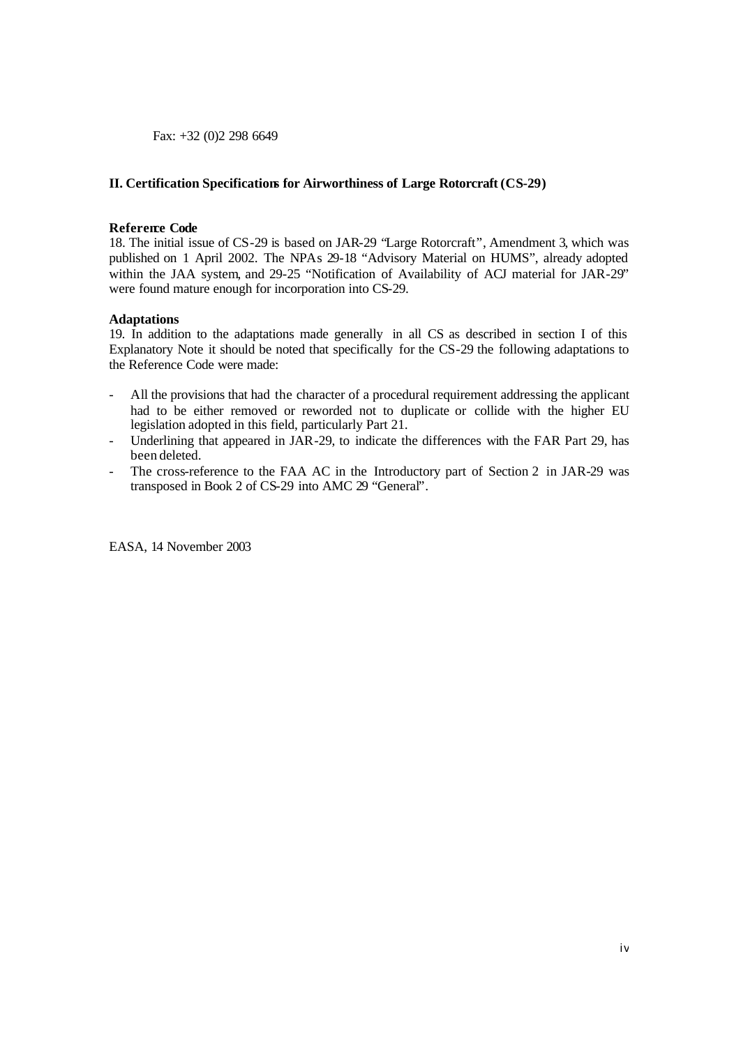Fax: +32 (0)2 298 6649

## II. Certification Specifications for Airworthiness of Large Rotorcraft (CS-29)

**Reference Code**

18. The initial issue of CS-29 is based on JAR-29 "Large Rotorcraft", Amendment 3, which was published on 1 April 2002. The NPAs 29-18 "Advisory Material on HUMS", already adopted within the JAA system, and 29-25 "Notification of Availability of ACJ material for JAR-29" were found mature enough for incorporation into CS-29.

**Adaptations**

19. In addition to the adaptations made generally in all CS as described in section I of this Explanatory Note it should be noted that specifically for the CS-29 the following adaptations to the Reference Code were made:

- All the provisions that had the character of a procedural requirement addressing the applicant had to be either removed or reworded not to duplicate or collide with the higher EU legislation adopted in this field, particularly Part 21.
- Underlining that appeared in JAR-29, to indicate the differences with the FAR Part 29, has been deleted.
- The cross-reference to the FAA AC in the Introductory part of Section 2 in JAR-29 was transposed in Book 2 of CS-29 into AMC 29 "General".

EASA, 14 November 2003